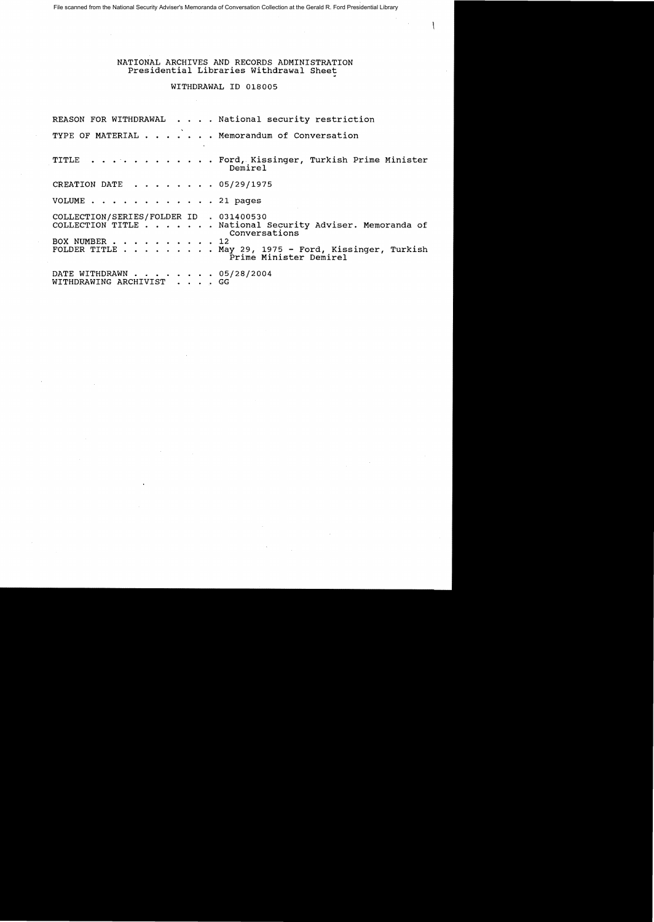File scanned from the National Security Adviser's Memoranda of Conversation Collection at the Gerald R. Ford Presidential Library

NATIONAL ARCHIVES AND RECORDS ADMINISTRATION
Presidential Libraries Withdrawal Sheet

WITHDRAWAL ID 018005

REASON FOR WITHDRAWAL . . . . National security restriction

TYPE OF MATERIAL . . . . . . . Memorandum of Conversation

TITLE . . . . . . . . . . . . Ford, Kissinger, Turkish Prime Minister Demirel

CREATION DATE . . . . . . . . 05/29/1975

VOLUME . . . . . . . . . . . . 21 pages

COLLECTION/SERIES/FOLDER ID . 031400530
COLLECTION TITLE . . . . . . . National Security Adviser. Memoranda of Conversations
BOX NUMBER . . . . . . . . . . 12
FOLDER TITLE . . . . . . . . . May 29, 1975 - Ford, Kissinger, Turkish Prime Minister Demirel

DATE WITHDRAWN . . . . . . . . 05/28/2004
WITHDRAWING ARCHIVIST . . . . GG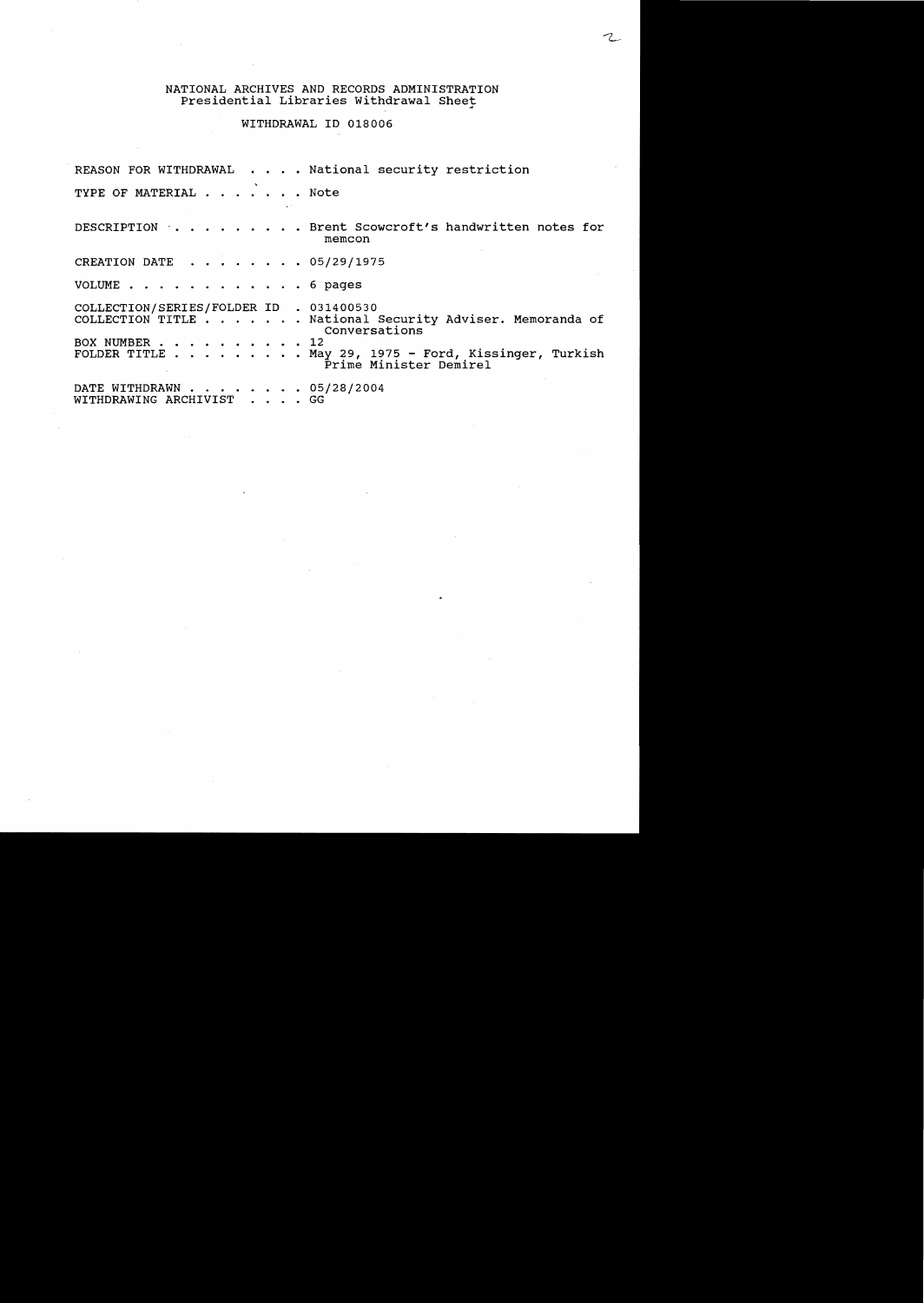NATIONAL ARCHIVES AND RECORDS ADMINISTRATION
Presidential Libraries Withdrawal Sheet

WITHDRAWAL ID 018006

REASON FOR WITHDRAWAL . . . . National security restriction

TYPE OF MATERIAL . . . . . . . Note

DESCRIPTION . . . . . . . . . Brent Scowcroft's handwritten notes for memcon

CREATION DATE . . . . . . . . 05/29/1975

VOLUME . . . . . . . . . . . . 6 pages

COLLECTION/SERIES/FOLDER ID . 031400530
COLLECTION TITLE . . . . . . . National Security Adviser. Memoranda of Conversations
BOX NUMBER . . . . . . . . . . 12
FOLDER TITLE . . . . . . . . . May 29, 1975 - Ford, Kissinger, Turkish Prime Minister Demirel

DATE WITHDRAWN . . . . . . . . 05/28/2004
WITHDRAWING ARCHIVIST . . . . GG